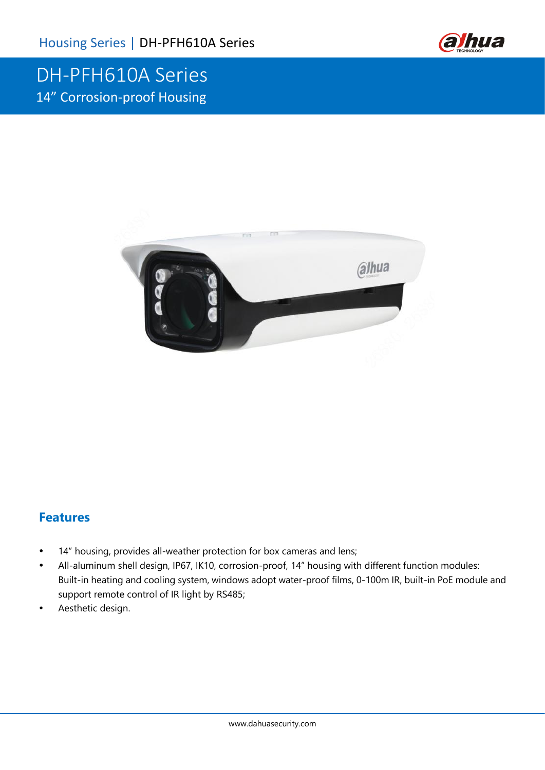# DH-PFH610A Series

## 14” Corrosion-proof Housing

### Features

- 14” housing, provides all-weather protection for box cameras and lens;
- All-aluminum shell design, IP67, IK10, corrosion-proof, 14” housing with different function modules: Built-in heating and cooling system, windows adopt water-proof films, 0-100m IR, built-in PoE module and support remote control of IR light by RS485;
- Aesthetic design.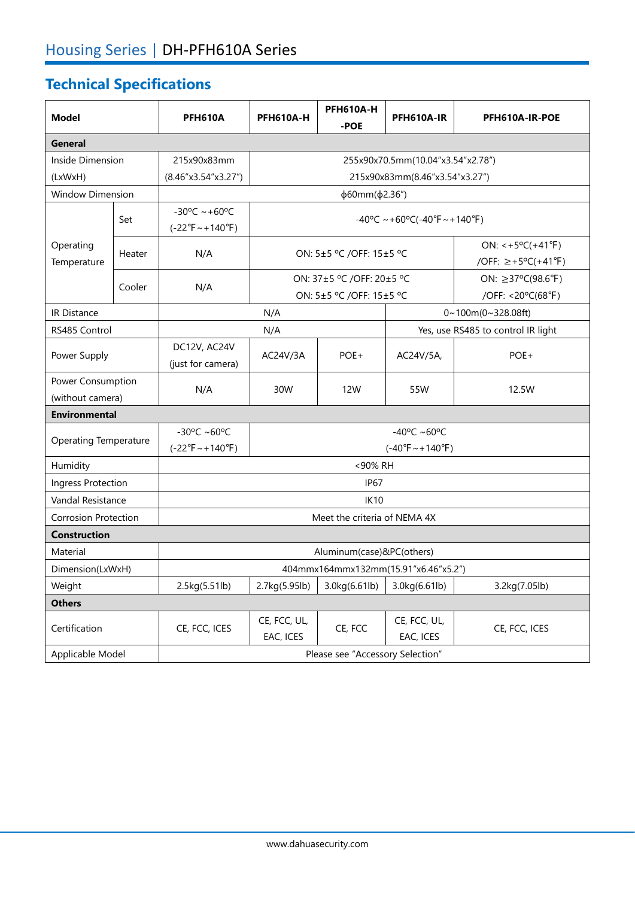## Technical Specifications

| Model | | PFH610A | PFH610A-H | PFH610A-H-POE | PFH610A-IR | PFH610A-IR-POE |
|---|---|---|---|---|---|---|
| **General** | | | | | | |
| Inside Dimension (LxWxH) | | 215x90x83mm (8.46"x3.54"x3.27") | 255x90x70.5mm(10.04"x3.54"x2.78") 215x90x83mm(8.46"x3.54"x3.27") | | | |
| Window Dimension | | ϕ60mm(ϕ2.36") | | | | |
| Operating Temperature | Set | -30ºC ~+60ºC (-22℉~+140℉) | -40ºC ~+60ºC(-40℉~+140℉) | | | |
| | Heater | N/A | ON: 5±5 ºC /OFF: 15±5 ºC | | | ON: <+5ºC(+41℉) /OFF: ≥+5ºC(+41℉) |
| | Cooler | N/A | ON: 37±5 ºC /OFF: 20±5 ºC ON: 5±5 ºC /OFF: 15±5 ºC | | | ON: ≥37ºC(98.6℉) /OFF: <20ºC(68℉) |
| IR Distance | | N/A | | | 0~100m(0~328.08ft) | |
| RS485 Control | | N/A | | | Yes, use RS485 to control IR light | |
| Power Supply | | DC12V, AC24V (just for camera) | AC24V/3A | POE+ | AC24V/5A, | POE+ |
| Power Consumption (without camera) | | N/A | 30W | 12W | 55W | 12.5W |
| **Environmental** | | | | | | |
| Operating Temperature | | -30ºC ~60ºC (-22℉~+140℉) | -40ºC ~60ºC (-40℉~+140℉) | | | |
| Humidity | | <90% RH | | | | |
| Ingress Protection | | IP67 | | | | |
| Vandal Resistance | | IK10 | | | | |
| Corrosion Protection | | Meet the criteria of NEMA 4X | | | | |
| **Construction** | | | | | | |
| Material | | Aluminum(case)&PC(others) | | | | |
| Dimension(LxWxH) | | 404mmx164mmx132mm(15.91"x6.46"x5.2") | | | | |
| Weight | | 2.5kg(5.51lb) | 2.7kg(5.95lb) | 3.0kg(6.61lb) | 3.0kg(6.61lb) | 3.2kg(7.05lb) |
| **Others** | | | | | | |
| Certification | | CE, FCC, ICES | CE, FCC, UL, EAC, ICES | CE, FCC | CE, FCC, UL, EAC, ICES | CE, FCC, ICES |
| Applicable Model | | Please see "Accessory Selection" | | | | |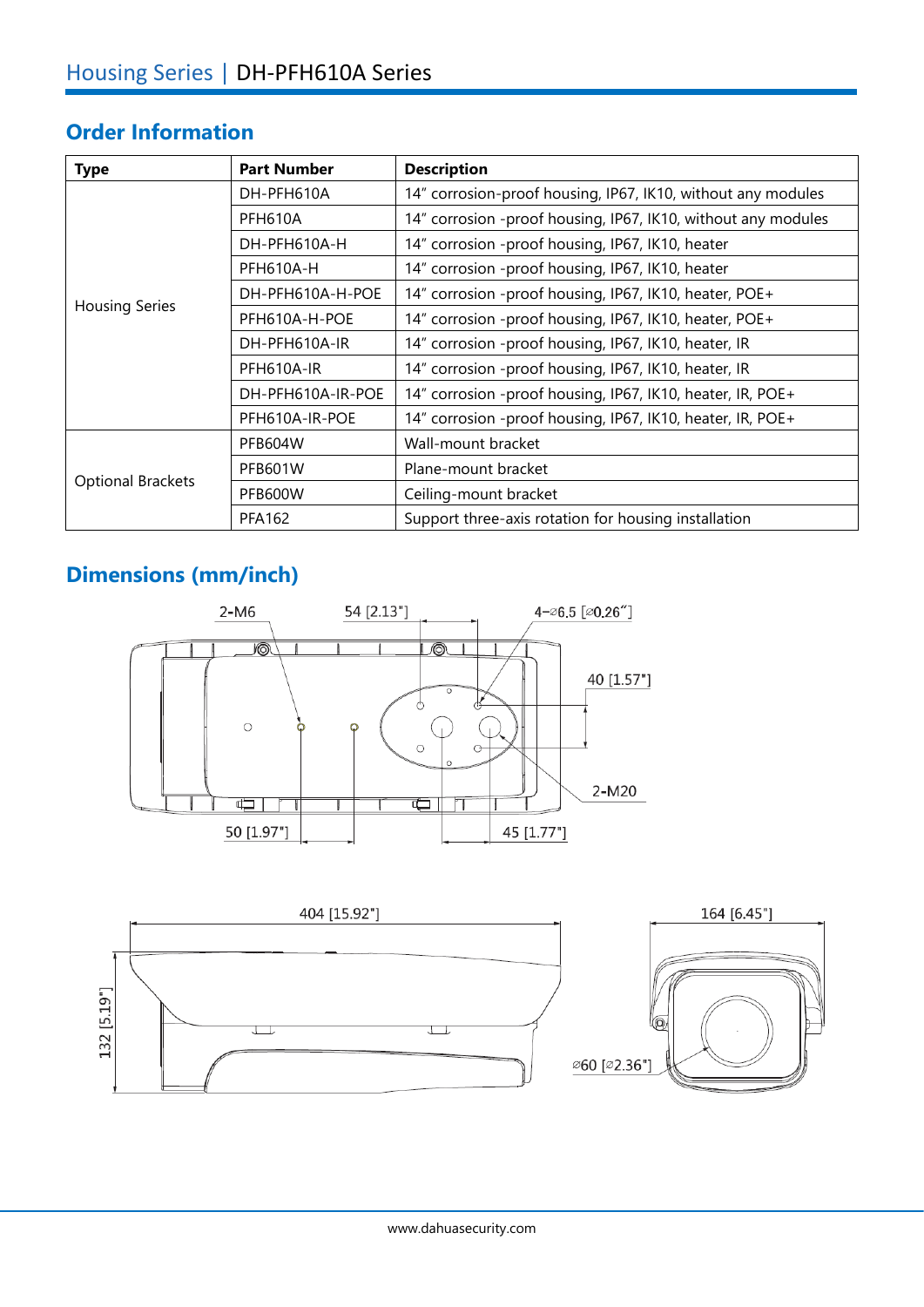Housing Series | DH-PFH610A Series

## Order Information

| Type | Part Number | Description |
| --- | --- | --- |
| Housing Series | DH-PFH610A | 14" corrosion-proof housing, IP67, IK10, without any modules |
| | PFH610A | 14" corrosion -proof housing, IP67, IK10, without any modules |
| | DH-PFH610A-H | 14" corrosion -proof housing, IP67, IK10, heater |
| | PFH610A-H | 14" corrosion -proof housing, IP67, IK10, heater |
| | DH-PFH610A-H-POE | 14" corrosion -proof housing, IP67, IK10, heater, POE+ |
| | PFH610A-H-POE | 14" corrosion -proof housing, IP67, IK10, heater, POE+ |
| | DH-PFH610A-IR | 14" corrosion -proof housing, IP67, IK10, heater, IR |
| | PFH610A-IR | 14" corrosion -proof housing, IP67, IK10, heater, IR |
| | DH-PFH610A-IR-POE | 14" corrosion -proof housing, IP67, IK10, heater, IR, POE+ |
| | PFH610A-IR-POE | 14" corrosion -proof housing, IP67, IK10, heater, IR, POE+ |
| Optional Brackets | PFB604W | Wall-mount bracket |
| | PFB601W | Plane-mount bracket |
| | PFB600W | Ceiling-mount bracket |
| | PFA162 | Support three-axis rotation for housing installation |

## Dimensions (mm/inch)

2-M6 | 54 [2.13"] | 4-⌀6.5 [⌀0.26"] | 40 [1.57"] | 2-M20 | 50 [1.97"] | 45 [1.77"]

404 [15.92"] | 132 [5.19"] | 164 [6.45"] | ⌀60 [⌀2.36"]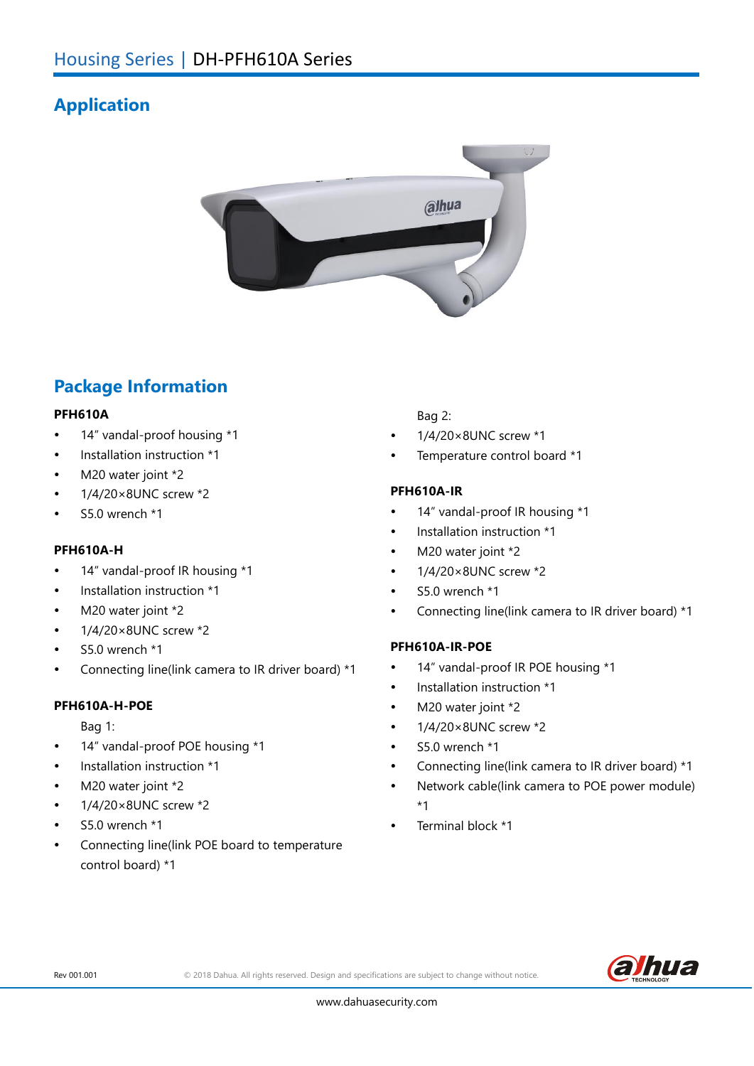## Application

## Package Information

**PFH610A**

- 14" vandal-proof housing *1
- Installation instruction *1
- M20 water joint *2
- 1/4/20×8UNC screw *2
- S5.0 wrench *1

**PFH610A-H**

- 14" vandal-proof IR housing *1
- Installation instruction *1
- M20 water joint *2
- 1/4/20×8UNC screw *2
- S5.0 wrench *1
- Connecting line(link camera to IR driver board) *1

**PFH610A-H-POE**

Bag 1:

- 14" vandal-proof POE housing *1
- Installation instruction *1
- M20 water joint *2
- 1/4/20×8UNC screw *2
- S5.0 wrench *1
- Connecting line(link POE board to temperature control board) *1

Bag 2:

- 1/4/20×8UNC screw *1
- Temperature control board *1

**PFH610A-IR**

- 14" vandal-proof IR housing *1
- Installation instruction *1
- M20 water joint *2
- 1/4/20×8UNC screw *2
- S5.0 wrench *1
- Connecting line(link camera to IR driver board) *1

**PFH610A-IR-POE**

- 14" vandal-proof IR POE housing *1
- Installation instruction *1
- M20 water joint *2
- 1/4/20×8UNC screw *2
- S5.0 wrench *1
- Connecting line(link camera to IR driver board) *1
- Network cable(link camera to POE power module) *1
- Terminal block *1

Rev 001.001

© 2018 Dahua. All rights reserved. Design and specifications are subject to change without notice.

www.dahuasecurity.com